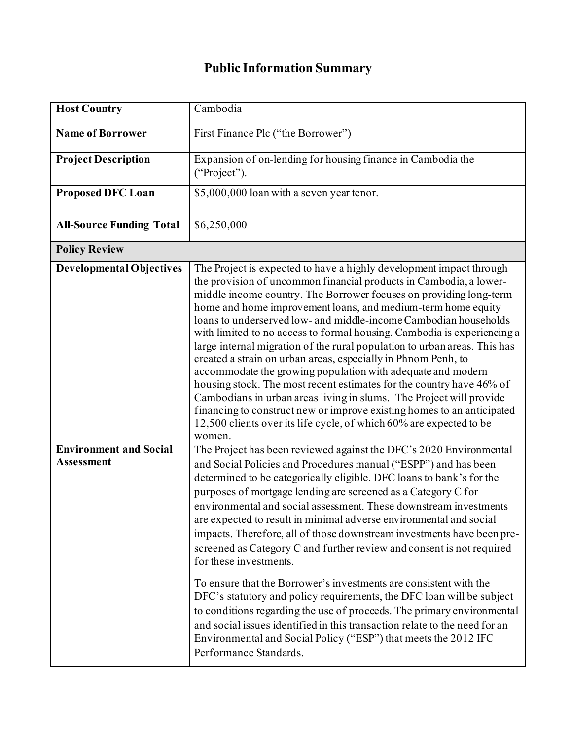# Public Information Summary

| | |
|---|---|
| **Host Country** | Cambodia |
| **Name of Borrower** | First Finance Plc ("the Borrower") |
| **Project Description** | Expansion of on-lending for housing finance in Cambodia the ("Project"). |
| **Proposed DFC Loan** | $5,000,000 loan with a seven year tenor. |
| **All-Source Funding Total** | $6,250,000 |
| **Policy Review** | |
| **Developmental Objectives** | The Project is expected to have a highly development impact through the provision of uncommon financial products in Cambodia, a lower-middle income country. The Borrower focuses on providing long-term home and home improvement loans, and medium-term home equity loans to underserved low- and middle-income Cambodian households with limited to no access to formal housing. Cambodia is experiencing a large internal migration of the rural population to urban areas. This has created a strain on urban areas, especially in Phnom Penh, to accommodate the growing population with adequate and modern housing stock. The most recent estimates for the country have 46% of Cambodians in urban areas living in slums. The Project will provide financing to construct new or improve existing homes to an anticipated 12,500 clients over its life cycle, of which 60% are expected to be women. |
| **Environment and Social Assessment** | The Project has been reviewed against the DFC's 2020 Environmental and Social Policies and Procedures manual ("ESPP") and has been determined to be categorically eligible. DFC loans to bank's for the purposes of mortgage lending are screened as a Category C for environmental and social assessment. These downstream investments are expected to result in minimal adverse environmental and social impacts. Therefore, all of those downstream investments have been pre-screened as Category C and further review and consent is not required for these investments.<br><br>To ensure that the Borrower's investments are consistent with the DFC's statutory and policy requirements, the DFC loan will be subject to conditions regarding the use of proceeds. The primary environmental and social issues identified in this transaction relate to the need for an Environmental and Social Policy ("ESP") that meets the 2012 IFC Performance Standards. |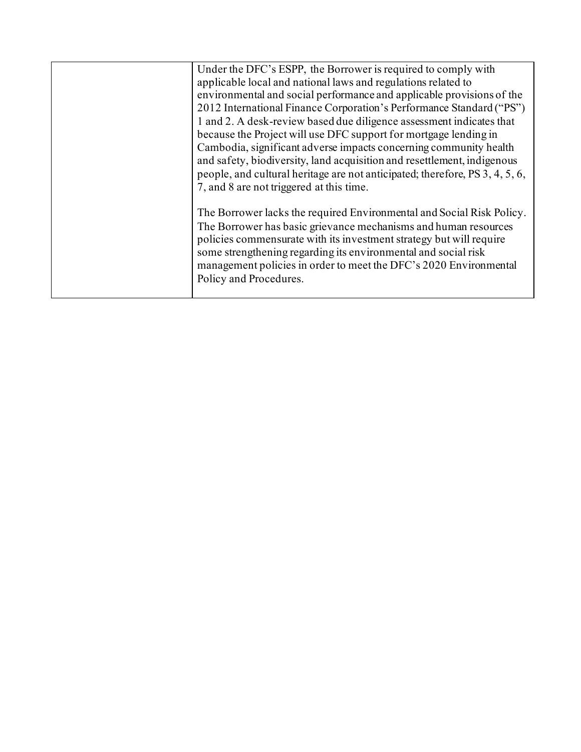| | |
|---|---|
| | Under the DFC's ESPP, the Borrower is required to comply with applicable local and national laws and regulations related to environmental and social performance and applicable provisions of the 2012 International Finance Corporation's Performance Standard ("PS") 1 and 2. A desk-review based due diligence assessment indicates that because the Project will use DFC support for mortgage lending in Cambodia, significant adverse impacts concerning community health and safety, biodiversity, land acquisition and resettlement, indigenous people, and cultural heritage are not anticipated; therefore, PS 3, 4, 5, 6, 7, and 8 are not triggered at this time.<br><br>The Borrower lacks the required Environmental and Social Risk Policy. The Borrower has basic grievance mechanisms and human resources policies commensurate with its investment strategy but will require some strengthening regarding its environmental and social risk management policies in order to meet the DFC's 2020 Environmental Policy and Procedures. |